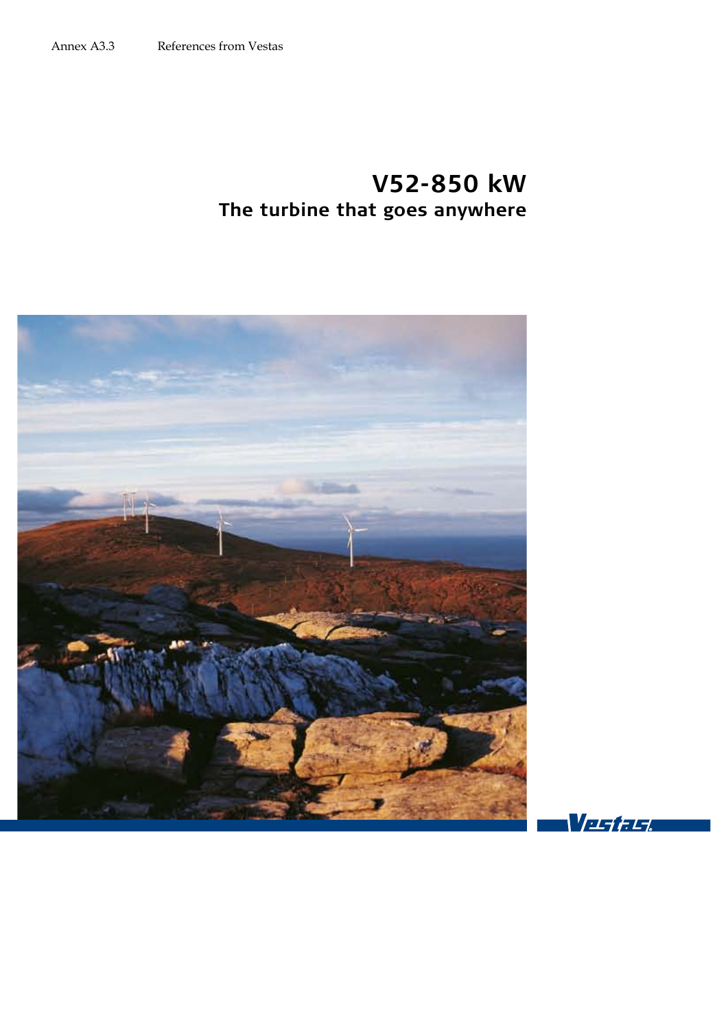Annex A3.3 References from Vestas

# V52-850 kW

## The turbine that goes anywhere

Vestas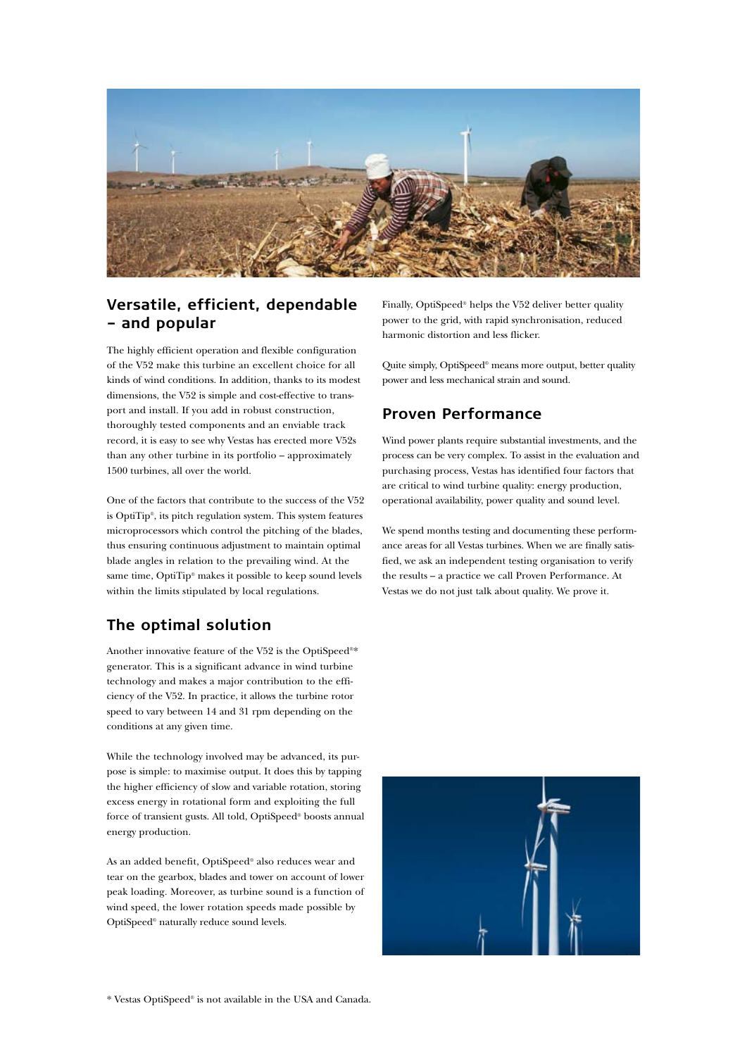## Versatile, efficient, dependable – and popular

The highly efficient operation and flexible configuration of the V52 make this turbine an excellent choice for all kinds of wind conditions. In addition, thanks to its modest dimensions, the V52 is simple and cost-effective to transport and install. If you add in robust construction, thoroughly tested components and an enviable track record, it is easy to see why Vestas has erected more V52s than any other turbine in its portfolio – approximately 1500 turbines, all over the world.

One of the factors that contribute to the success of the V52 is OptiTip®, its pitch regulation system. This system features microprocessors which control the pitching of the blades, thus ensuring continuous adjustment to maintain optimal blade angles in relation to the prevailing wind. At the same time, OptiTip® makes it possible to keep sound levels within the limits stipulated by local regulations.

## The optimal solution

Another innovative feature of the V52 is the OptiSpeed®* generator. This is a significant advance in wind turbine technology and makes a major contribution to the efficiency of the V52. In practice, it allows the turbine rotor speed to vary between 14 and 31 rpm depending on the conditions at any given time.

While the technology involved may be advanced, its purpose is simple: to maximise output. It does this by tapping the higher efficiency of slow and variable rotation, storing excess energy in rotational form and exploiting the full force of transient gusts. All told, OptiSpeed® boosts annual energy production.

As an added benefit, OptiSpeed® also reduces wear and tear on the gearbox, blades and tower on account of lower peak loading. Moreover, as turbine sound is a function of wind speed, the lower rotation speeds made possible by OptiSpeed® naturally reduce sound levels.

Finally, OptiSpeed® helps the V52 deliver better quality power to the grid, with rapid synchronisation, reduced harmonic distortion and less flicker.

Quite simply, OptiSpeed® means more output, better quality power and less mechanical strain and sound.

## Proven Performance

Wind power plants require substantial investments, and the process can be very complex. To assist in the evaluation and purchasing process, Vestas has identified four factors that are critical to wind turbine quality: energy production, operational availability, power quality and sound level.

We spend months testing and documenting these performance areas for all Vestas turbines. When we are finally satisfied, we ask an independent testing organisation to verify the results – a practice we call Proven Performance. At Vestas we do not just talk about quality. We prove it.

* Vestas OptiSpeed® is not available in the USA and Canada.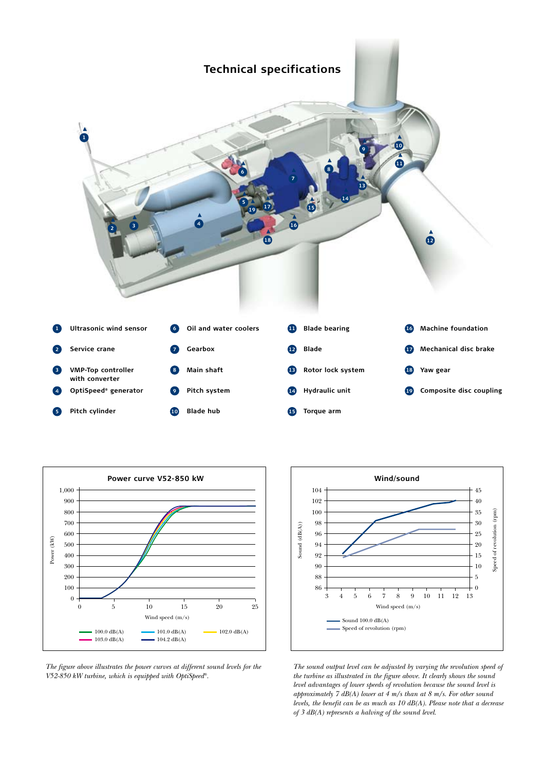# Technical specifications

1. Ultrasonic wind sensor
2. Service crane
3. VMP-Top controller with converter
4. OptiSpeed® generator
5. Pitch cylinder
6. Oil and water coolers
7. Gearbox
8. Main shaft
9. Pitch system
10. Blade hub
11. Blade bearing
12. Blade
13. Rotor lock system
14. Hydraulic unit
15. Torque arm
16. Machine foundation
17. Mechanical disc brake
18. Yaw gear
19. Composite disc coupling

**Power curve V52-850 kW**

Power (kW) vs. Wind speed (m/s)

Legend: 100.0 dB(A), 101.0 dB(A), 102.0 dB(A), 103.0 dB(A), 104.2 dB(A)

*The figure above illustrates the power curves at different sound levels for the V52-850 kW turbine, which is equipped with OptiSpeed®.*

**Wind/sound**

Sound (dB(A)) / Speed of revolution (rpm) vs. Wind speed (m/s)

Legend: Sound 100.0 dB(A), Speed of revolution (rpm)

*The sound output level can be adjusted by varying the revolution speed of the turbine as illustrated in the figure above. It clearly shows the sound level advantages of lower speeds of revolution because the sound level is approximately 7 dB(A) lower at 4 m/s than at 8 m/s. For other sound levels, the benefit can be as much as 10 dB(A). Please note that a decrease of 3 dB(A) represents a halving of the sound level.*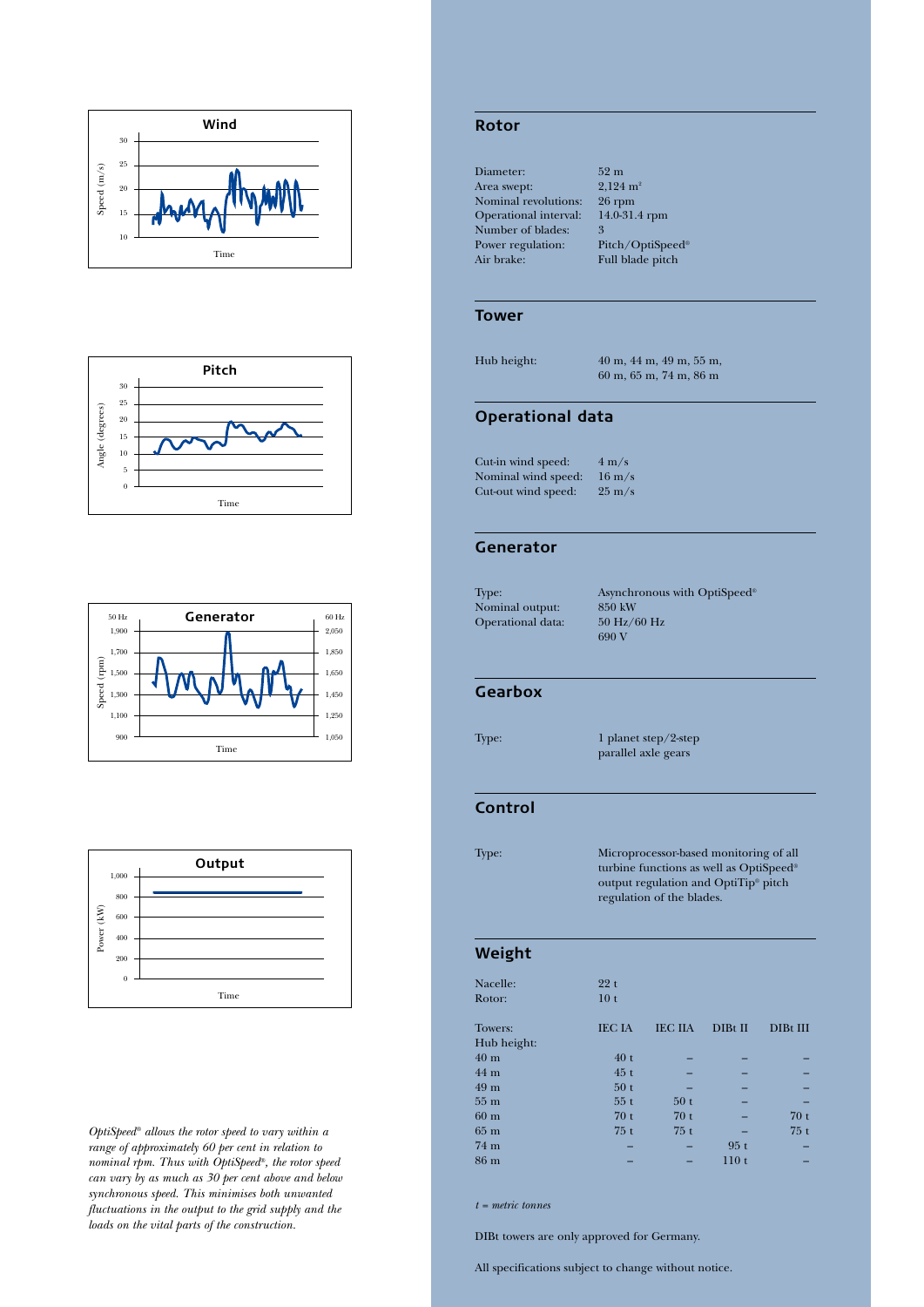Wind

Speed (m/s): 30, 25, 20, 15, 10

Time

Pitch

Angle (degrees): 30, 25, 20, 15, 10, 5, 0

Time

Generator

50 Hz Speed (rpm): 1,900, 1,700, 1,500, 1,300, 1,100, 900

60 Hz: 2,050, 1,850, 1,650, 1,450, 1,250, 1,050

Time

Output

Power (kW): 1,000, 800, 600, 400, 200, 0

Time

*OptiSpeed® allows the rotor speed to vary within a range of approximately 60 per cent in relation to nominal rpm. Thus with OptiSpeed®, the rotor speed can vary by as much as 30 per cent above and below synchronous speed. This minimises both unwanted fluctuations in the output to the grid supply and the loads on the vital parts of the construction.*

## Rotor

| | |
|---|---|
| Diameter: | 52 m |
| Area swept: | 2,124 m² |
| Nominal revolutions: | 26 rpm |
| Operational interval: | 14.0-31.4 rpm |
| Number of blades: | 3 |
| Power regulation: | Pitch/OptiSpeed® |
| Air brake: | Full blade pitch |

## Tower

| | |
|---|---|
| Hub height: | 40 m, 44 m, 49 m, 55 m, 60 m, 65 m, 74 m, 86 m |

## Operational data

| | |
|---|---|
| Cut-in wind speed: | 4 m/s |
| Nominal wind speed: | 16 m/s |
| Cut-out wind speed: | 25 m/s |

## Generator

| | |
|---|---|
| Type: | Asynchronous with OptiSpeed® |
| Nominal output: | 850 kW |
| Operational data: | 50 Hz/60 Hz<br>690 V |

## Gearbox

| | |
|---|---|
| Type: | 1 planet step/2-step parallel axle gears |

## Control

| | |
|---|---|
| Type: | Microprocessor-based monitoring of all turbine functions as well as OptiSpeed® output regulation and OptiTip® pitch regulation of the blades. |

## Weight

| | |
|---|---|
| Nacelle: | 22 t |
| Rotor: | 10 t |

| Towers:<br>Hub height: | IEC IA | IEC IIA | DIBt II | DIBt III |
|---|---|---|---|---|
| 40 m | 40 t | – | – | – |
| 44 m | 45 t | – | – | – |
| 49 m | 50 t | – | – | – |
| 55 m | 55 t | 50 t | – | – |
| 60 m | 70 t | 70 t | – | 70 t |
| 65 m | 75 t | 75 t | – | 75 t |
| 74 m | – | – | 95 t | – |
| 86 m | – | – | 110 t | – |

*t = metric tonnes*

DIBt towers are only approved for Germany.

All specifications subject to change without notice.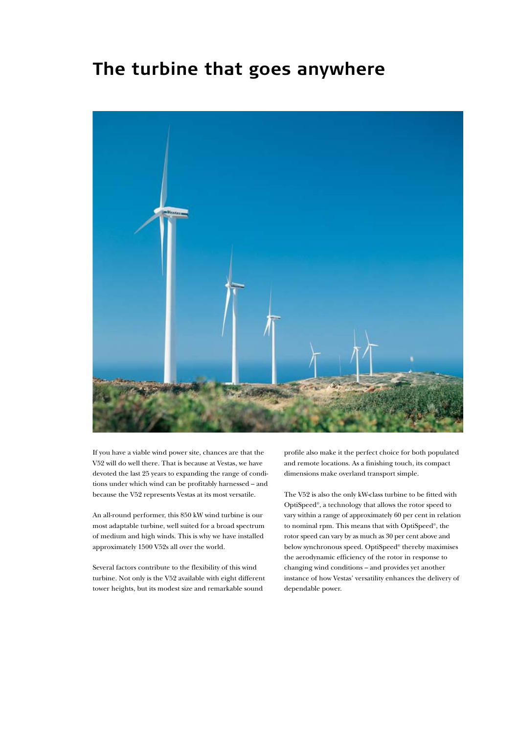# The turbine that goes anywhere

If you have a viable wind power site, chances are that the V52 will do well there. That is because at Vestas, we have devoted the last 25 years to expanding the range of conditions under which wind can be profitably harnessed – and because the V52 represents Vestas at its most versatile.

An all-round performer, this 850 kW wind turbine is our most adaptable turbine, well suited for a broad spectrum of medium and high winds. This is why we have installed approximately 1500 V52s all over the world.

Several factors contribute to the flexibility of this wind turbine. Not only is the V52 available with eight different tower heights, but its modest size and remarkable sound profile also make it the perfect choice for both populated and remote locations. As a finishing touch, its compact dimensions make overland transport simple.

The V52 is also the only kW-class turbine to be fitted with OptiSpeed®, a technology that allows the rotor speed to vary within a range of approximately 60 per cent in relation to nominal rpm. This means that with OptiSpeed®, the rotor speed can vary by as much as 30 per cent above and below synchronous speed. OptiSpeed® thereby maximises the aerodynamic efficiency of the rotor in response to changing wind conditions – and provides yet another instance of how Vestas' versatility enhances the delivery of dependable power.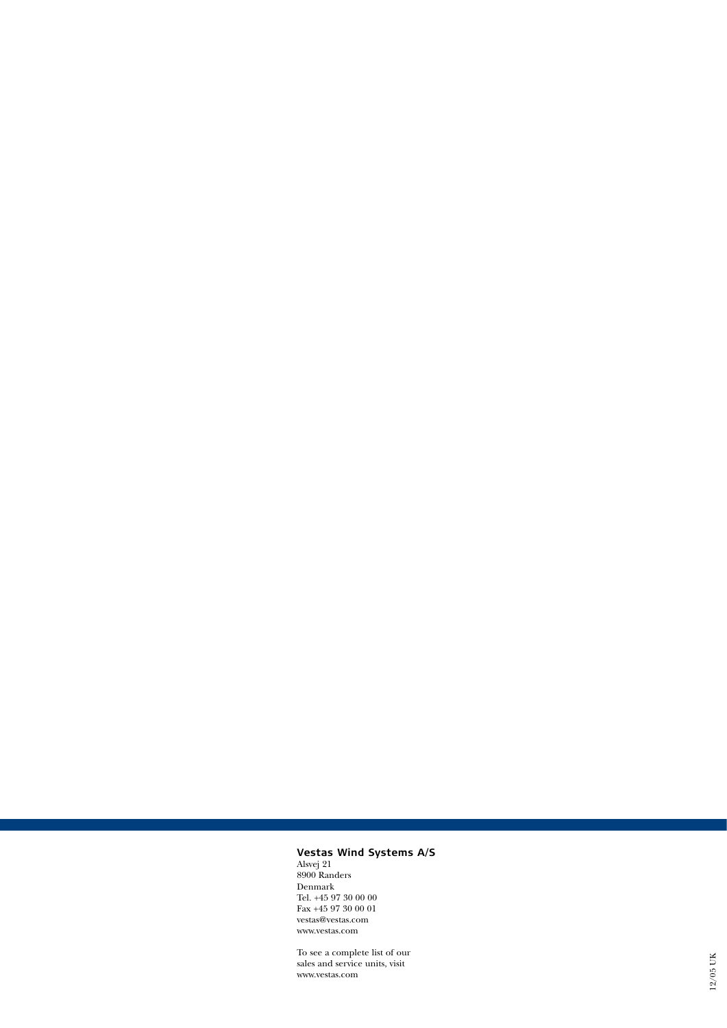**Vestas Wind Systems A/S**
Alsvej 21
8900 Randers
Denmark
Tel. +45 97 30 00 00
Fax +45 97 30 00 01
vestas@vestas.com
www.vestas.com

To see a complete list of our
sales and service units, visit
www.vestas.com

12/05 UK